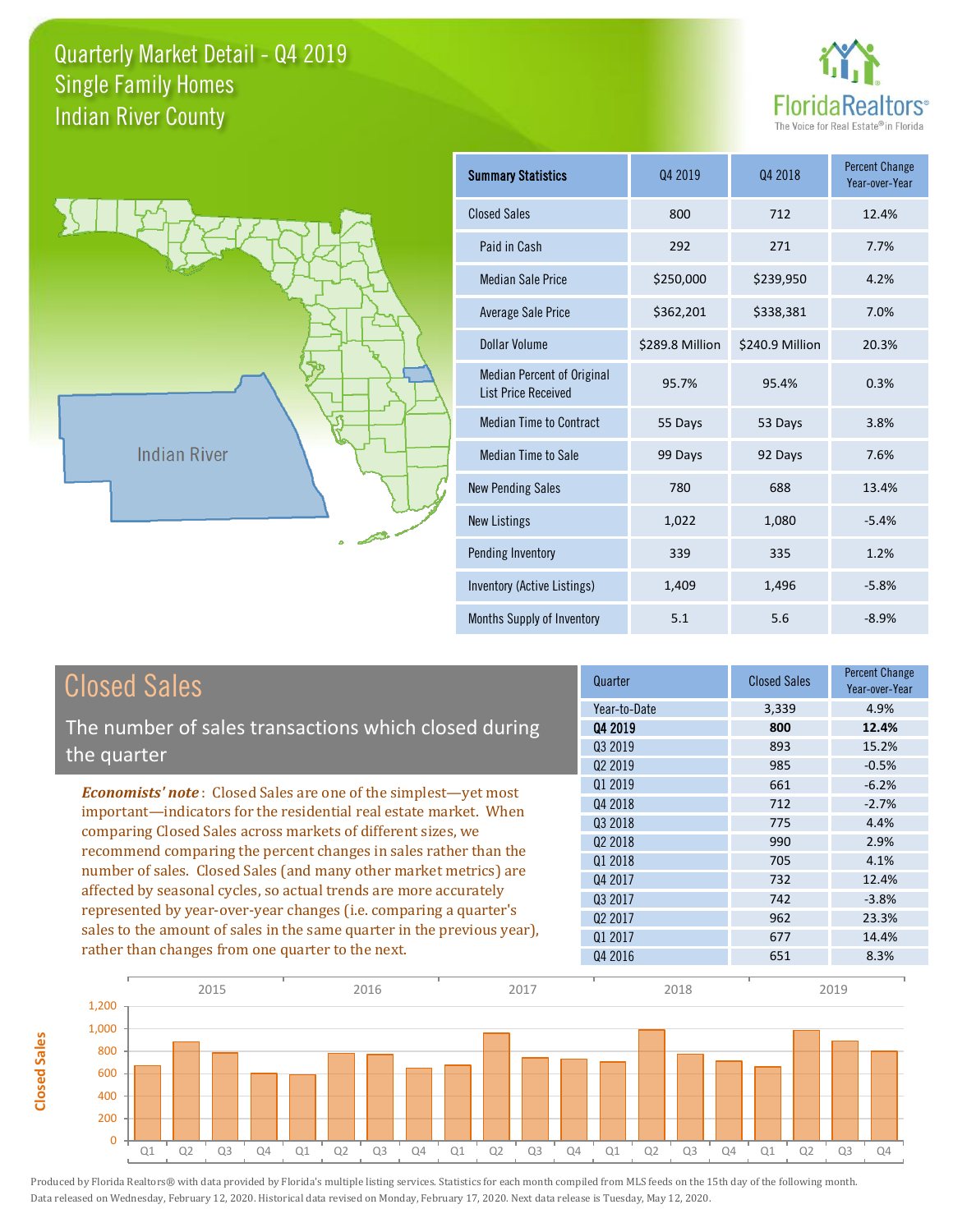# Quarterly Market Detail - Q4 2019

## Single Family Homes

## Indian River County

Indian River

| Summary Statistics | Q4 2019 | Q4 2018 | Percent Change Year-over-Year |
|---|---|---|---|
| Closed Sales | 800 | 712 | 12.4% |
| Paid in Cash | 292 | 271 | 7.7% |
| Median Sale Price | $250,000 | $239,950 | 4.2% |
| Average Sale Price | $362,201 | $338,381 | 7.0% |
| Dollar Volume | $289.8 Million | $240.9 Million | 20.3% |
| Median Percent of Original List Price Received | 95.7% | 95.4% | 0.3% |
| Median Time to Contract | 55 Days | 53 Days | 3.8% |
| Median Time to Sale | 99 Days | 92 Days | 7.6% |
| New Pending Sales | 780 | 688 | 13.4% |
| New Listings | 1,022 | 1,080 | -5.4% |
| Pending Inventory | 339 | 335 | 1.2% |
| Inventory (Active Listings) | 1,409 | 1,496 | -5.8% |
| Months Supply of Inventory | 5.1 | 5.6 | -8.9% |

## Closed Sales

The number of sales transactions which closed during the quarter

***Economists' note***: Closed Sales are one of the simplest—yet most important—indicators for the residential real estate market. When comparing Closed Sales across markets of different sizes, we recommend comparing the percent changes in sales rather than the number of sales. Closed Sales (and many other market metrics) are affected by seasonal cycles, so actual trends are more accurately represented by year-over-year changes (i.e. comparing a quarter's sales to the amount of sales in the same quarter in the previous year), rather than changes from one quarter to the next.

| Quarter | Closed Sales | Percent Change Year-over-Year |
|---|---|---|
| Year-to-Date | 3,339 | 4.9% |
| **Q4 2019** | **800** | **12.4%** |
| Q3 2019 | 893 | 15.2% |
| Q2 2019 | 985 | -0.5% |
| Q1 2019 | 661 | -6.2% |
| Q4 2018 | 712 | -2.7% |
| Q3 2018 | 775 | 4.4% |
| Q2 2018 | 990 | 2.9% |
| Q1 2018 | 705 | 4.1% |
| Q4 2017 | 732 | 12.4% |
| Q3 2017 | 742 | -3.8% |
| Q2 2017 | 962 | 23.3% |
| Q1 2017 | 677 | 14.4% |
| Q4 2016 | 651 | 8.3% |

Produced by Florida Realtors® with data provided by Florida's multiple listing services. Statistics for each month compiled from MLS feeds on the 15th day of the following month. Data released on Wednesday, February 12, 2020. Historical data revised on Monday, February 17, 2020. Next data release is Tuesday, May 12, 2020.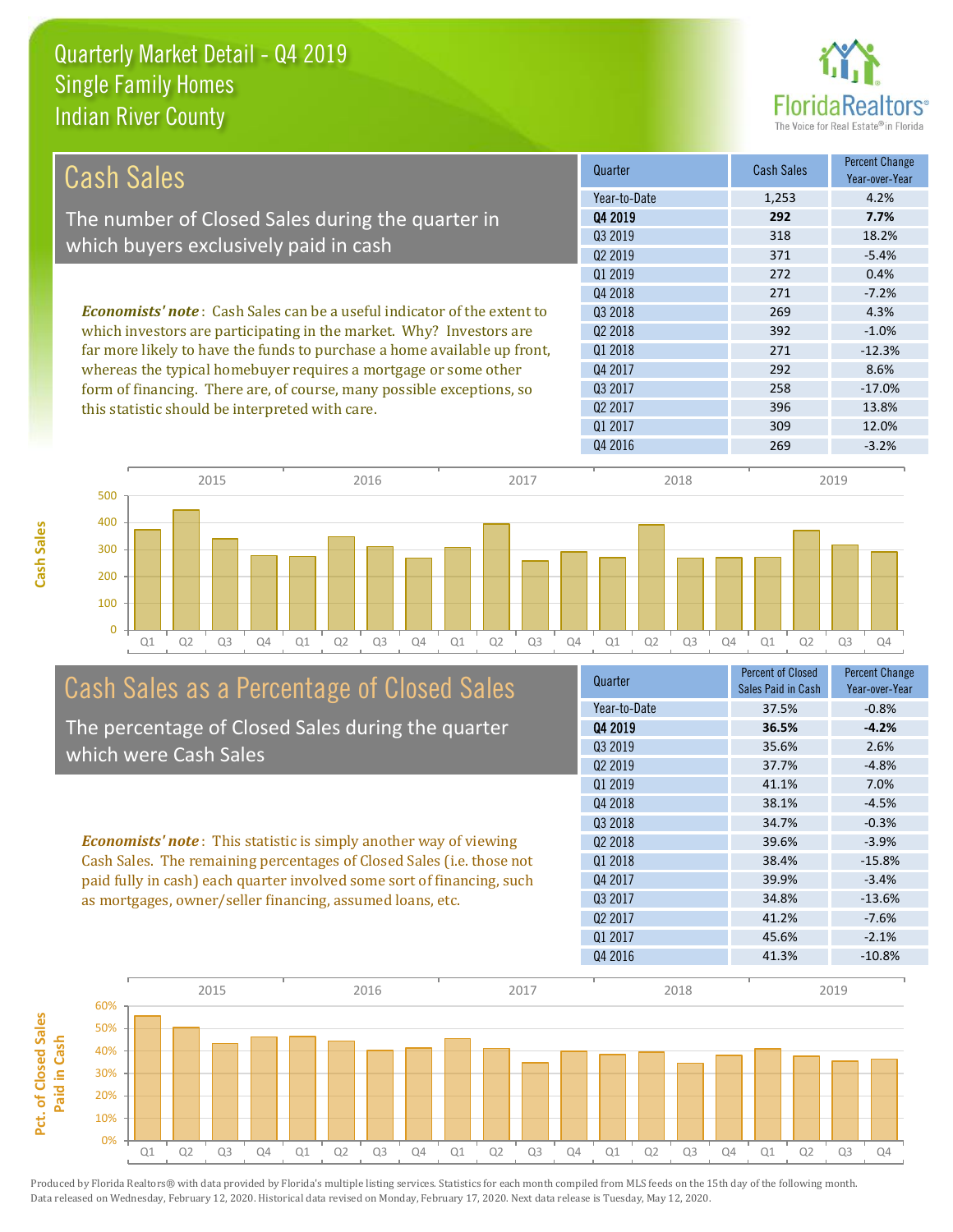# Quarterly Market Detail - Q4 2019
## Single Family Homes
## Indian River County

## Cash Sales

The number of Closed Sales during the quarter in which buyers exclusively paid in cash

***Economists' note***: Cash Sales can be a useful indicator of the extent to which investors are participating in the market. Why? Investors are far more likely to have the funds to purchase a home available up front, whereas the typical homebuyer requires a mortgage or some other form of financing. There are, of course, many possible exceptions, so this statistic should be interpreted with care.

| Quarter | Cash Sales | Percent Change Year-over-Year |
|---|---|---|
| Year-to-Date | 1,253 | 4.2% |
| **Q4 2019** | **292** | **7.7%** |
| Q3 2019 | 318 | 18.2% |
| Q2 2019 | 371 | -5.4% |
| Q1 2019 | 272 | 0.4% |
| Q4 2018 | 271 | -7.2% |
| Q3 2018 | 269 | 4.3% |
| Q2 2018 | 392 | -1.0% |
| Q1 2018 | 271 | -12.3% |
| Q4 2017 | 292 | 8.6% |
| Q3 2017 | 258 | -17.0% |
| Q2 2017 | 396 | 13.8% |
| Q1 2017 | 309 | 12.0% |
| Q4 2016 | 269 | -3.2% |

## Cash Sales as a Percentage of Closed Sales

The percentage of Closed Sales during the quarter which were Cash Sales

***Economists' note***: This statistic is simply another way of viewing Cash Sales. The remaining percentages of Closed Sales (i.e. those not paid fully in cash) each quarter involved some sort of financing, such as mortgages, owner/seller financing, assumed loans, etc.

| Quarter | Percent of Closed Sales Paid in Cash | Percent Change Year-over-Year |
|---|---|---|
| Year-to-Date | 37.5% | -0.8% |
| **Q4 2019** | **36.5%** | **-4.2%** |
| Q3 2019 | 35.6% | 2.6% |
| Q2 2019 | 37.7% | -4.8% |
| Q1 2019 | 41.1% | 7.0% |
| Q4 2018 | 38.1% | -4.5% |
| Q3 2018 | 34.7% | -0.3% |
| Q2 2018 | 39.6% | -3.9% |
| Q1 2018 | 38.4% | -15.8% |
| Q4 2017 | 39.9% | -3.4% |
| Q3 2017 | 34.8% | -13.6% |
| Q2 2017 | 41.2% | -7.6% |
| Q1 2017 | 45.6% | -2.1% |
| Q4 2016 | 41.3% | -10.8% |

Produced by Florida Realtors® with data provided by Florida's multiple listing services. Statistics for each month compiled from MLS feeds on the 15th day of the following month. Data released on Wednesday, February 12, 2020. Historical data revised on Monday, February 17, 2020. Next data release is Tuesday, May 12, 2020.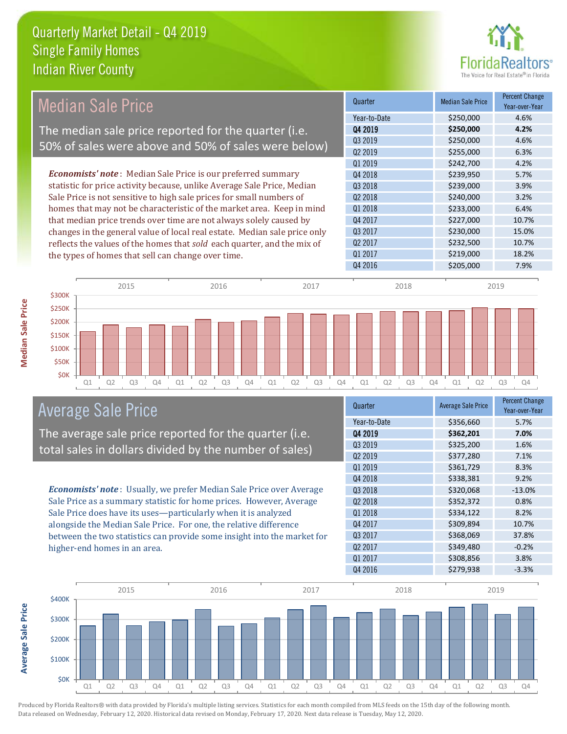# Quarterly Market Detail - Q4 2019
## Single Family Homes
## Indian River County

## Median Sale Price

The median sale price reported for the quarter (i.e. 50% of sales were above and 50% of sales were below)

*Economists' note*: Median Sale Price is our preferred summary statistic for price activity because, unlike Average Sale Price, Median Sale Price is not sensitive to high sale prices for small numbers of homes that may not be characteristic of the market area. Keep in mind that median price trends over time are not always solely caused by changes in the general value of local real estate. Median sale price only reflects the values of the homes that *sold* each quarter, and the mix of the types of homes that sell can change over time.

| Quarter | Median Sale Price | Percent Change Year-over-Year |
|---|---|---|
| Year-to-Date | $250,000 | 4.6% |
| **Q4 2019** | **$250,000** | **4.2%** |
| Q3 2019 | $250,000 | 4.6% |
| Q2 2019 | $255,000 | 6.3% |
| Q1 2019 | $242,700 | 4.2% |
| Q4 2018 | $239,950 | 5.7% |
| Q3 2018 | $239,000 | 3.9% |
| Q2 2018 | $240,000 | 3.2% |
| Q1 2018 | $233,000 | 6.4% |
| Q4 2017 | $227,000 | 10.7% |
| Q3 2017 | $230,000 | 15.0% |
| Q2 2017 | $232,500 | 10.7% |
| Q1 2017 | $219,000 | 18.2% |
| Q4 2016 | $205,000 | 7.9% |

## Average Sale Price

The average sale price reported for the quarter (i.e. total sales in dollars divided by the number of sales)

*Economists' note*: Usually, we prefer Median Sale Price over Average Sale Price as a summary statistic for home prices. However, Average Sale Price does have its uses—particularly when it is analyzed alongside the Median Sale Price. For one, the relative difference between the two statistics can provide some insight into the market for higher-end homes in an area.

| Quarter | Average Sale Price | Percent Change Year-over-Year |
|---|---|---|
| Year-to-Date | $356,660 | 5.7% |
| **Q4 2019** | **$362,201** | **7.0%** |
| Q3 2019 | $325,200 | 1.6% |
| Q2 2019 | $377,280 | 7.1% |
| Q1 2019 | $361,729 | 8.3% |
| Q4 2018 | $338,381 | 9.2% |
| Q3 2018 | $320,068 | -13.0% |
| Q2 2018 | $352,372 | 0.8% |
| Q1 2018 | $334,122 | 8.2% |
| Q4 2017 | $309,894 | 10.7% |
| Q3 2017 | $368,069 | 37.8% |
| Q2 2017 | $349,480 | -0.2% |
| Q1 2017 | $308,856 | 3.8% |
| Q4 2016 | $279,938 | -3.3% |

Produced by Florida Realtors® with data provided by Florida's multiple listing services. Statistics for each month compiled from MLS feeds on the 15th day of the following month. Data released on Wednesday, February 12, 2020. Historical data revised on Monday, February 17, 2020. Next data release is Tuesday, May 12, 2020.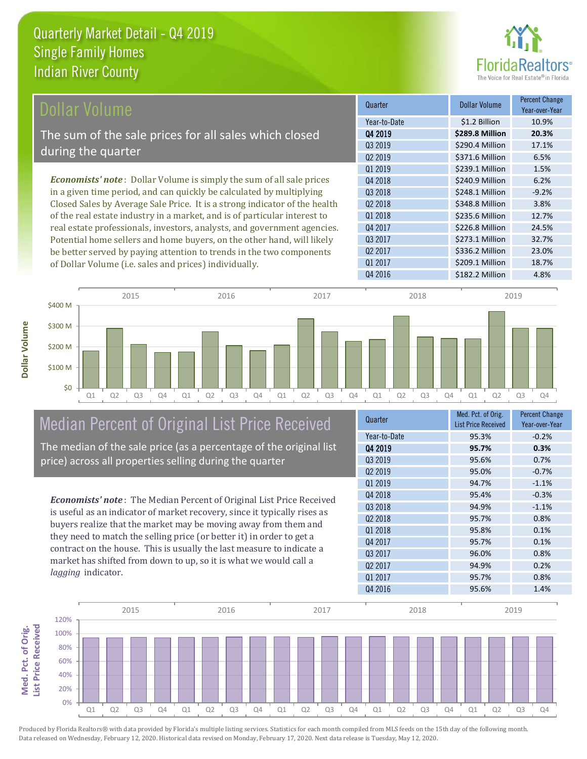# Quarterly Market Detail - Q4 2019
## Single Family Homes
## Indian River County

## Dollar Volume

The sum of the sale prices for all sales which closed during the quarter

*Economists' note*: Dollar Volume is simply the sum of all sale prices in a given time period, and can quickly be calculated by multiplying Closed Sales by Average Sale Price. It is a strong indicator of the health of the real estate industry in a market, and is of particular interest to real estate professionals, investors, analysts, and government agencies. Potential home sellers and home buyers, on the other hand, will likely be better served by paying attention to trends in the two components of Dollar Volume (i.e. sales and prices) individually.

| Quarter | Dollar Volume | Percent Change Year-over-Year |
|---|---|---|
| Year-to-Date | $1.2 Billion | 10.9% |
| **Q4 2019** | **$289.8 Million** | **20.3%** |
| Q3 2019 | $290.4 Million | 17.1% |
| Q2 2019 | $371.6 Million | 6.5% |
| Q1 2019 | $239.1 Million | 1.5% |
| Q4 2018 | $240.9 Million | 6.2% |
| Q3 2018 | $248.1 Million | -9.2% |
| Q2 2018 | $348.8 Million | 3.8% |
| Q1 2018 | $235.6 Million | 12.7% |
| Q4 2017 | $226.8 Million | 24.5% |
| Q3 2017 | $273.1 Million | 32.7% |
| Q2 2017 | $336.2 Million | 23.0% |
| Q1 2017 | $209.1 Million | 18.7% |
| Q4 2016 | $182.2 Million | 4.8% |

## Median Percent of Original List Price Received

The median of the sale price (as a percentage of the original list price) across all properties selling during the quarter

*Economists' note*: The Median Percent of Original List Price Received is useful as an indicator of market recovery, since it typically rises as buyers realize that the market may be moving away from them and they need to match the selling price (or better it) in order to get a contract on the house. This is usually the last measure to indicate a market has shifted from down to up, so it is what we would call a *lagging* indicator.

| Quarter | Med. Pct. of Orig. List Price Received | Percent Change Year-over-Year |
|---|---|---|
| Year-to-Date | 95.3% | -0.2% |
| **Q4 2019** | **95.7%** | **0.3%** |
| Q3 2019 | 95.6% | 0.7% |
| Q2 2019 | 95.0% | -0.7% |
| Q1 2019 | 94.7% | -1.1% |
| Q4 2018 | 95.4% | -0.3% |
| Q3 2018 | 94.9% | -1.1% |
| Q2 2018 | 95.7% | 0.8% |
| Q1 2018 | 95.8% | 0.1% |
| Q4 2017 | 95.7% | 0.1% |
| Q3 2017 | 96.0% | 0.8% |
| Q2 2017 | 94.9% | 0.2% |
| Q1 2017 | 95.7% | 0.8% |
| Q4 2016 | 95.6% | 1.4% |

Produced by Florida Realtors® with data provided by Florida's multiple listing services. Statistics for each month compiled from MLS feeds on the 15th day of the following month. Data released on Wednesday, February 12, 2020. Historical data revised on Monday, February 17, 2020. Next data release is Tuesday, May 12, 2020.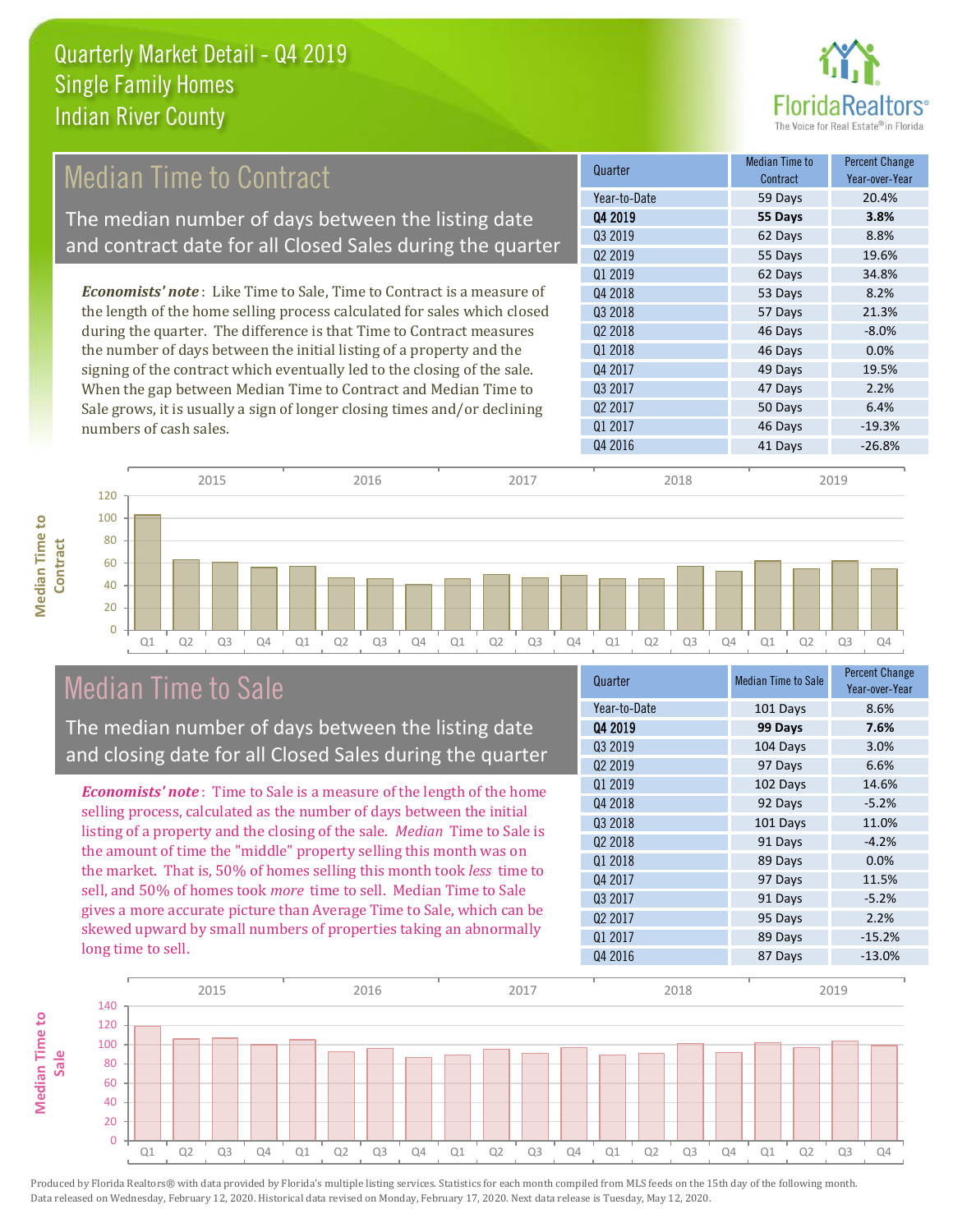# Quarterly Market Detail - Q4 2019
## Single Family Homes
## Indian River County

FloridaRealtors® The Voice for Real Estate® in Florida

## Median Time to Contract

The median number of days between the listing date and contract date for all Closed Sales during the quarter

*Economists' note*: Like Time to Sale, Time to Contract is a measure of the length of the home selling process calculated for sales which closed during the quarter. The difference is that Time to Contract measures the number of days between the initial listing of a property and the signing of the contract which eventually led to the closing of the sale. When the gap between Median Time to Contract and Median Time to Sale grows, it is usually a sign of longer closing times and/or declining numbers of cash sales.

| Quarter | Median Time to Contract | Percent Change Year-over-Year |
|---|---|---|
| Year-to-Date | 59 Days | 20.4% |
| **Q4 2019** | **55 Days** | **3.8%** |
| Q3 2019 | 62 Days | 8.8% |
| Q2 2019 | 55 Days | 19.6% |
| Q1 2019 | 62 Days | 34.8% |
| Q4 2018 | 53 Days | 8.2% |
| Q3 2018 | 57 Days | 21.3% |
| Q2 2018 | 46 Days | -8.0% |
| Q1 2018 | 46 Days | 0.0% |
| Q4 2017 | 49 Days | 19.5% |
| Q3 2017 | 47 Days | 2.2% |
| Q2 2017 | 50 Days | 6.4% |
| Q1 2017 | 46 Days | -19.3% |
| Q4 2016 | 41 Days | -26.8% |

## Median Time to Sale

The median number of days between the listing date and closing date for all Closed Sales during the quarter

*Economists' note*: Time to Sale is a measure of the length of the home selling process, calculated as the number of days between the initial listing of a property and the closing of the sale. *Median* Time to Sale is the amount of time the "middle" property selling this month was on the market. That is, 50% of homes selling this month took *less* time to sell, and 50% of homes took *more* time to sell. Median Time to Sale gives a more accurate picture than Average Time to Sale, which can be skewed upward by small numbers of properties taking an abnormally long time to sell.

| Quarter | Median Time to Sale | Percent Change Year-over-Year |
|---|---|---|
| Year-to-Date | 101 Days | 8.6% |
| **Q4 2019** | **99 Days** | **7.6%** |
| Q3 2019 | 104 Days | 3.0% |
| Q2 2019 | 97 Days | 6.6% |
| Q1 2019 | 102 Days | 14.6% |
| Q4 2018 | 92 Days | -5.2% |
| Q3 2018 | 101 Days | 11.0% |
| Q2 2018 | 91 Days | -4.2% |
| Q1 2018 | 89 Days | 0.0% |
| Q4 2017 | 97 Days | 11.5% |
| Q3 2017 | 91 Days | -5.2% |
| Q2 2017 | 95 Days | 2.2% |
| Q1 2017 | 89 Days | -15.2% |
| Q4 2016 | 87 Days | -13.0% |

Produced by Florida Realtors® with data provided by Florida's multiple listing services. Statistics for each month compiled from MLS feeds on the 15th day of the following month. Data released on Wednesday, February 12, 2020. Historical data revised on Monday, February 17, 2020. Next data release is Tuesday, May 12, 2020.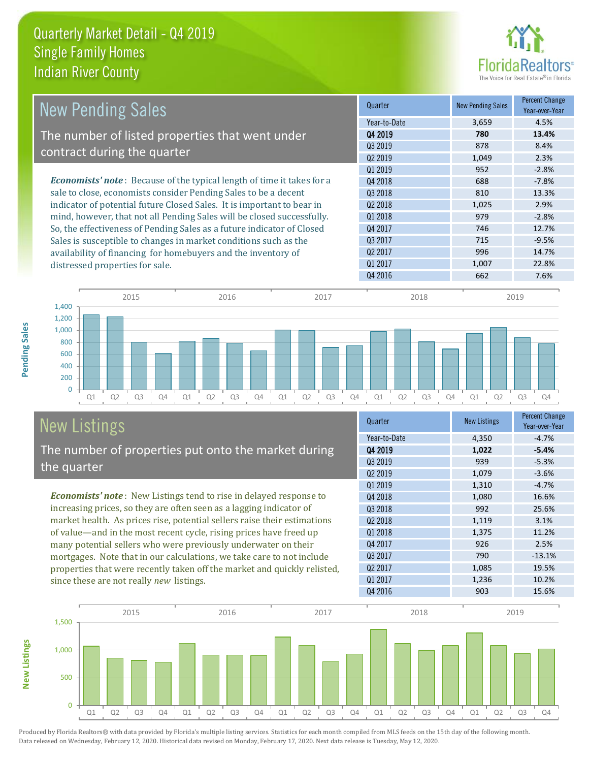Quarterly Market Detail - Q4 2019
Single Family Homes
Indian River County

## New Pending Sales

The number of listed properties that went under contract during the quarter

***Economists' note***: Because of the typical length of time it takes for a sale to close, economists consider Pending Sales to be a decent indicator of potential future Closed Sales. It is important to bear in mind, however, that not all Pending Sales will be closed successfully. So, the effectiveness of Pending Sales as a future indicator of Closed Sales is susceptible to changes in market conditions such as the availability of financing for homebuyers and the inventory of distressed properties for sale.

| Quarter | New Pending Sales | Percent Change Year-over-Year |
|---|---|---|
| Year-to-Date | 3,659 | 4.5% |
| **Q4 2019** | **780** | **13.4%** |
| Q3 2019 | 878 | 8.4% |
| Q2 2019 | 1,049 | 2.3% |
| Q1 2019 | 952 | -2.8% |
| Q4 2018 | 688 | -7.8% |
| Q3 2018 | 810 | 13.3% |
| Q2 2018 | 1,025 | 2.9% |
| Q1 2018 | 979 | -2.8% |
| Q4 2017 | 746 | 12.7% |
| Q3 2017 | 715 | -9.5% |
| Q2 2017 | 996 | 14.7% |
| Q1 2017 | 1,007 | 22.8% |
| Q4 2016 | 662 | 7.6% |

## New Listings

The number of properties put onto the market during the quarter

***Economists' note***: New Listings tend to rise in delayed response to increasing prices, so they are often seen as a lagging indicator of market health. As prices rise, potential sellers raise their estimations of value—and in the most recent cycle, rising prices have freed up many potential sellers who were previously underwater on their mortgages. Note that in our calculations, we take care to not include properties that were recently taken off the market and quickly relisted, since these are not really *new* listings.

| Quarter | New Listings | Percent Change Year-over-Year |
|---|---|---|
| Year-to-Date | 4,350 | -4.7% |
| **Q4 2019** | **1,022** | **-5.4%** |
| Q3 2019 | 939 | -5.3% |
| Q2 2019 | 1,079 | -3.6% |
| Q1 2019 | 1,310 | -4.7% |
| Q4 2018 | 1,080 | 16.6% |
| Q3 2018 | 992 | 25.6% |
| Q2 2018 | 1,119 | 3.1% |
| Q1 2018 | 1,375 | 11.2% |
| Q4 2017 | 926 | 2.5% |
| Q3 2017 | 790 | -13.1% |
| Q2 2017 | 1,085 | 19.5% |
| Q1 2017 | 1,236 | 10.2% |
| Q4 2016 | 903 | 15.6% |

Produced by Florida Realtors® with data provided by Florida's multiple listing services. Statistics for each month compiled from MLS feeds on the 15th day of the following month. Data released on Wednesday, February 12, 2020. Historical data revised on Monday, February 17, 2020. Next data release is Tuesday, May 12, 2020.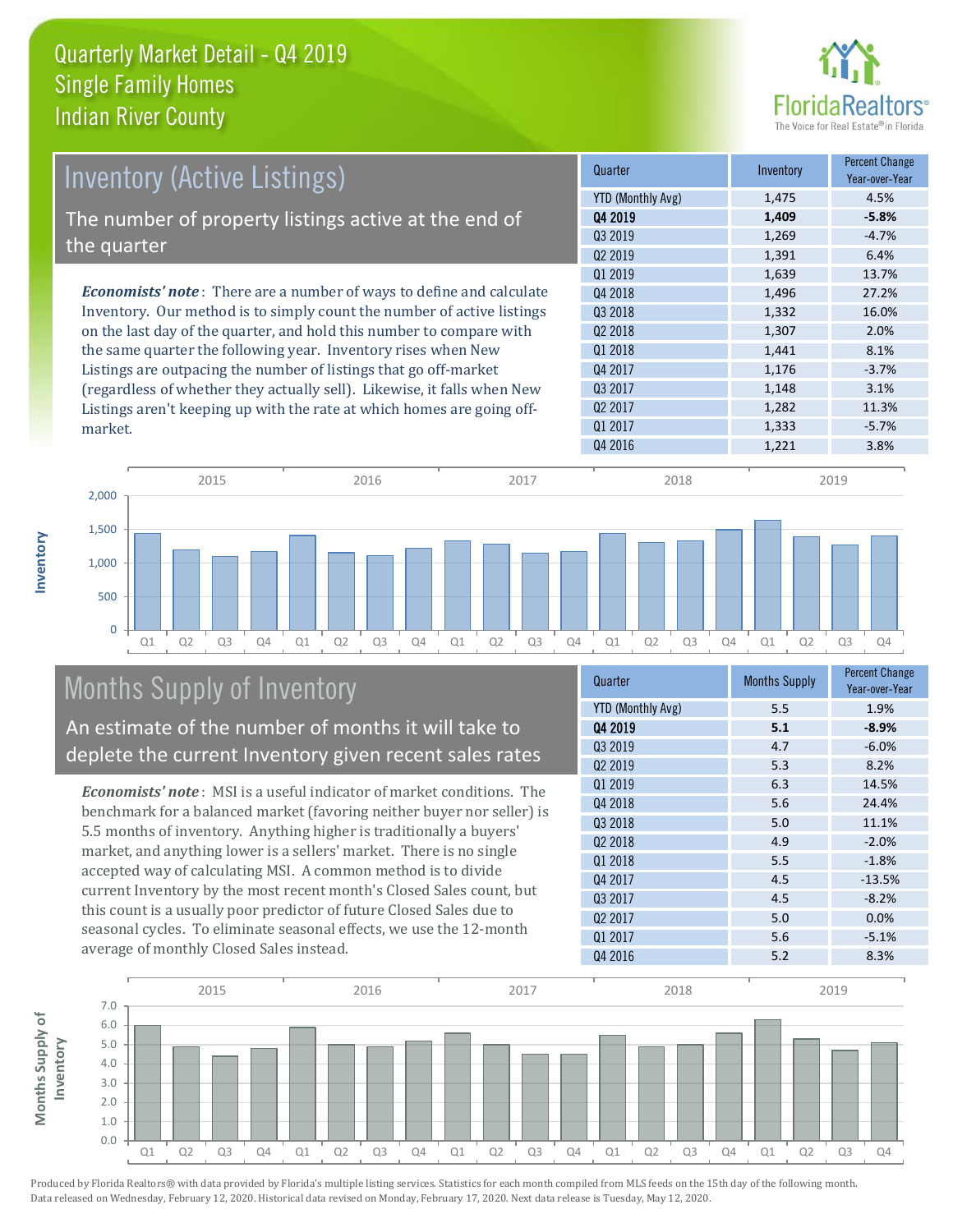# Quarterly Market Detail - Q4 2019
## Single Family Homes
## Indian River County

## Inventory (Active Listings)

The number of property listings active at the end of the quarter

*Economists' note*: There are a number of ways to define and calculate Inventory. Our method is to simply count the number of active listings on the last day of the quarter, and hold this number to compare with the same quarter the following year. Inventory rises when New Listings are outpacing the number of listings that go off-market (regardless of whether they actually sell). Likewise, it falls when New Listings aren't keeping up with the rate at which homes are going off-market.

| Quarter | Inventory | Percent Change Year-over-Year |
|---|---|---|
| YTD (Monthly Avg) | 1,475 | 4.5% |
| **Q4 2019** | **1,409** | **-5.8%** |
| Q3 2019 | 1,269 | -4.7% |
| Q2 2019 | 1,391 | 6.4% |
| Q1 2019 | 1,639 | 13.7% |
| Q4 2018 | 1,496 | 27.2% |
| Q3 2018 | 1,332 | 16.0% |
| Q2 2018 | 1,307 | 2.0% |
| Q1 2018 | 1,441 | 8.1% |
| Q4 2017 | 1,176 | -3.7% |
| Q3 2017 | 1,148 | 3.1% |
| Q2 2017 | 1,282 | 11.3% |
| Q1 2017 | 1,333 | -5.7% |
| Q4 2016 | 1,221 | 3.8% |

## Months Supply of Inventory

An estimate of the number of months it will take to deplete the current Inventory given recent sales rates

*Economists' note*: MSI is a useful indicator of market conditions. The benchmark for a balanced market (favoring neither buyer nor seller) is 5.5 months of inventory. Anything higher is traditionally a buyers' market, and anything lower is a sellers' market. There is no single accepted way of calculating MSI. A common method is to divide current Inventory by the most recent month's Closed Sales count, but this count is a usually poor predictor of future Closed Sales due to seasonal cycles. To eliminate seasonal effects, we use the 12-month average of monthly Closed Sales instead.

| Quarter | Months Supply | Percent Change Year-over-Year |
|---|---|---|
| YTD (Monthly Avg) | 5.5 | 1.9% |
| **Q4 2019** | **5.1** | **-8.9%** |
| Q3 2019 | 4.7 | -6.0% |
| Q2 2019 | 5.3 | 8.2% |
| Q1 2019 | 6.3 | 14.5% |
| Q4 2018 | 5.6 | 24.4% |
| Q3 2018 | 5.0 | 11.1% |
| Q2 2018 | 4.9 | -2.0% |
| Q1 2018 | 5.5 | -1.8% |
| Q4 2017 | 4.5 | -13.5% |
| Q3 2017 | 4.5 | -8.2% |
| Q2 2017 | 5.0 | 0.0% |
| Q1 2017 | 5.6 | -5.1% |
| Q4 2016 | 5.2 | 8.3% |

Produced by Florida Realtors® with data provided by Florida's multiple listing services. Statistics for each month compiled from MLS feeds on the 15th day of the following month. Data released on Wednesday, February 12, 2020. Historical data revised on Monday, February 17, 2020. Next data release is Tuesday, May 12, 2020.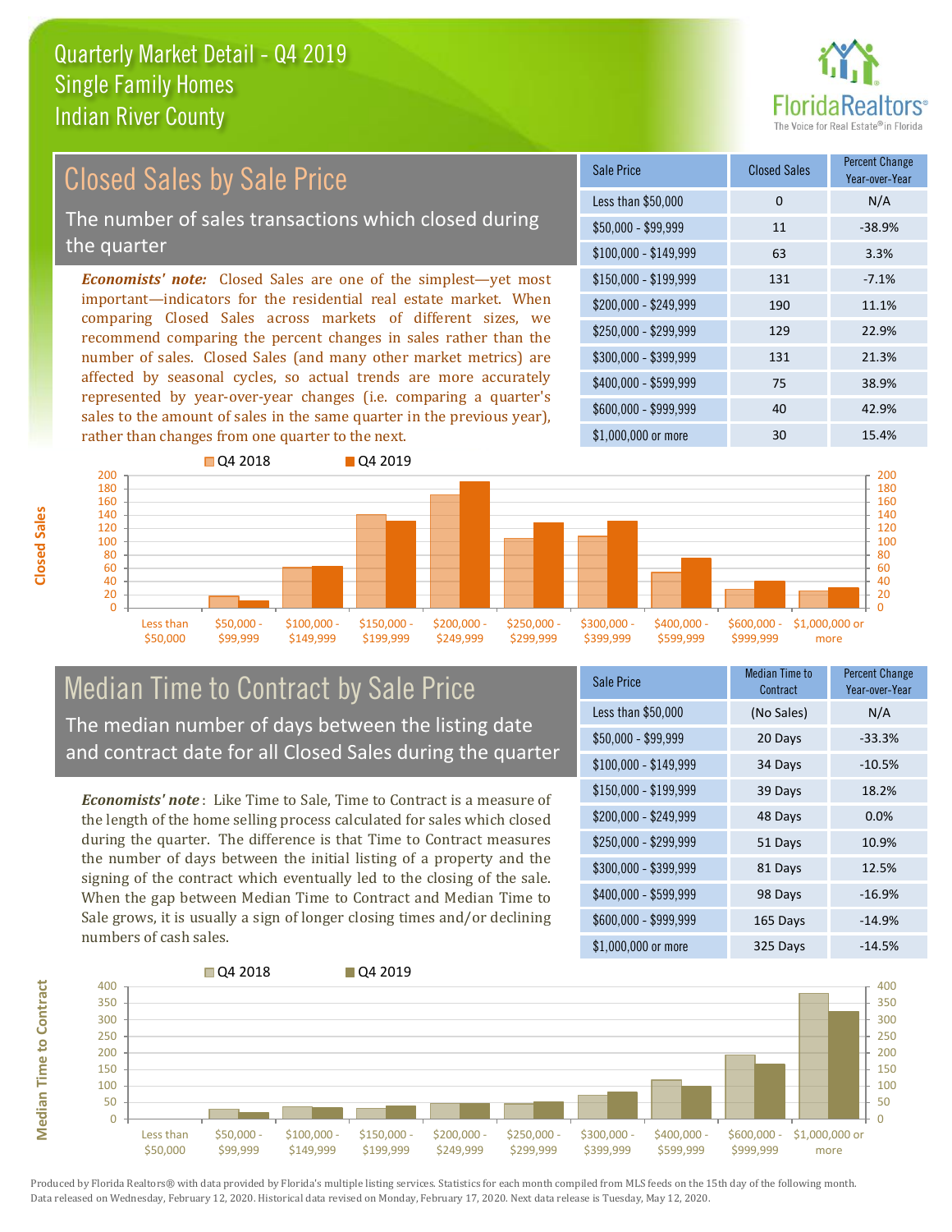# Quarterly Market Detail - Q4 2019
## Single Family Homes
## Indian River County

## Closed Sales by Sale Price

The number of sales transactions which closed during the quarter

*Economists' note:* Closed Sales are one of the simplest—yet most important—indicators for the residential real estate market. When comparing Closed Sales across markets of different sizes, we recommend comparing the percent changes in sales rather than the number of sales. Closed Sales (and many other market metrics) are affected by seasonal cycles, so actual trends are more accurately represented by year-over-year changes (i.e. comparing a quarter's sales to the amount of sales in the same quarter in the previous year), rather than changes from one quarter to the next.

| Sale Price | Closed Sales | Percent Change Year-over-Year |
|---|---|---|
| Less than $50,000 | 0 | N/A |
| $50,000 - $99,999 | 11 | -38.9% |
| $100,000 - $149,999 | 63 | 3.3% |
| $150,000 - $199,999 | 131 | -7.1% |
| $200,000 - $249,999 | 190 | 11.1% |
| $250,000 - $299,999 | 129 | 22.9% |
| $300,000 - $399,999 | 131 | 21.3% |
| $400,000 - $599,999 | 75 | 38.9% |
| $600,000 - $999,999 | 40 | 42.9% |
| $1,000,000 or more | 30 | 15.4% |

## Median Time to Contract by Sale Price

The median number of days between the listing date and contract date for all Closed Sales during the quarter

*Economists' note*: Like Time to Sale, Time to Contract is a measure of the length of the home selling process calculated for sales which closed during the quarter. The difference is that Time to Contract measures the number of days between the initial listing of a property and the signing of the contract which eventually led to the closing of the sale. When the gap between Median Time to Contract and Median Time to Sale grows, it is usually a sign of longer closing times and/or declining numbers of cash sales.

| Sale Price | Median Time to Contract | Percent Change Year-over-Year |
|---|---|---|
| Less than $50,000 | (No Sales) | N/A |
| $50,000 - $99,999 | 20 Days | -33.3% |
| $100,000 - $149,999 | 34 Days | -10.5% |
| $150,000 - $199,999 | 39 Days | 18.2% |
| $200,000 - $249,999 | 48 Days | 0.0% |
| $250,000 - $299,999 | 51 Days | 10.9% |
| $300,000 - $399,999 | 81 Days | 12.5% |
| $400,000 - $599,999 | 98 Days | -16.9% |
| $600,000 - $999,999 | 165 Days | -14.9% |
| $1,000,000 or more | 325 Days | -14.5% |

Produced by Florida Realtors® with data provided by Florida's multiple listing services. Statistics for each month compiled from MLS feeds on the 15th day of the following month. Data released on Wednesday, February 12, 2020. Historical data revised on Monday, February 17, 2020. Next data release is Tuesday, May 12, 2020.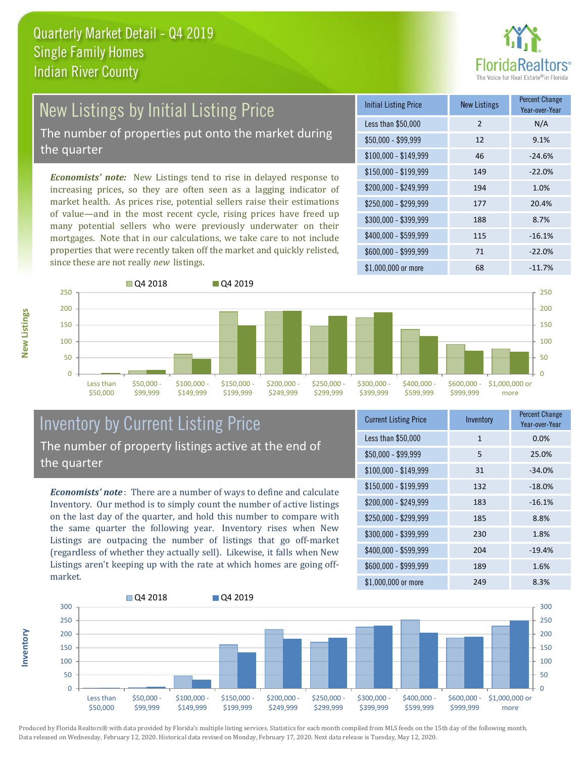# Quarterly Market Detail - Q4 2019
## Single Family Homes
## Indian River County

## New Listings by Initial Listing Price

The number of properties put onto the market during the quarter

*Economists' note:* New Listings tend to rise in delayed response to increasing prices, so they are often seen as a lagging indicator of market health. As prices rise, potential sellers raise their estimations of value—and in the most recent cycle, rising prices have freed up many potential sellers who were previously underwater on their mortgages. Note that in our calculations, we take care to not include properties that were recently taken off the market and quickly relisted, since these are not really *new* listings.

| Initial Listing Price | New Listings | Percent Change Year-over-Year |
|---|---|---|
| Less than $50,000 | 2 | N/A |
| $50,000 - $99,999 | 12 | 9.1% |
| $100,000 - $149,999 | 46 | -24.6% |
| $150,000 - $199,999 | 149 | -22.0% |
| $200,000 - $249,999 | 194 | 1.0% |
| $250,000 - $299,999 | 177 | 20.4% |
| $300,000 - $399,999 | 188 | 8.7% |
| $400,000 - $599,999 | 115 | -16.1% |
| $600,000 - $999,999 | 71 | -22.0% |
| $1,000,000 or more | 68 | -11.7% |

## Inventory by Current Listing Price

The number of property listings active at the end of the quarter

*Economists' note*: There are a number of ways to define and calculate Inventory. Our method is to simply count the number of active listings on the last day of the quarter, and hold this number to compare with the same quarter the following year. Inventory rises when New Listings are outpacing the number of listings that go off-market (regardless of whether they actually sell). Likewise, it falls when New Listings aren't keeping up with the rate at which homes are going off-market.

| Current Listing Price | Inventory | Percent Change Year-over-Year |
|---|---|---|
| Less than $50,000 | 1 | 0.0% |
| $50,000 - $99,999 | 5 | 25.0% |
| $100,000 - $149,999 | 31 | -34.0% |
| $150,000 - $199,999 | 132 | -18.0% |
| $200,000 - $249,999 | 183 | -16.1% |
| $250,000 - $299,999 | 185 | 8.8% |
| $300,000 - $399,999 | 230 | 1.8% |
| $400,000 - $599,999 | 204 | -19.4% |
| $600,000 - $999,999 | 189 | 1.6% |
| $1,000,000 or more | 249 | 8.3% |

Produced by Florida Realtors® with data provided by Florida's multiple listing services. Statistics for each month compiled from MLS feeds on the 15th day of the following month. Data released on Wednesday, February 12, 2020. Historical data revised on Monday, February 17, 2020. Next data release is Tuesday, May 12, 2020.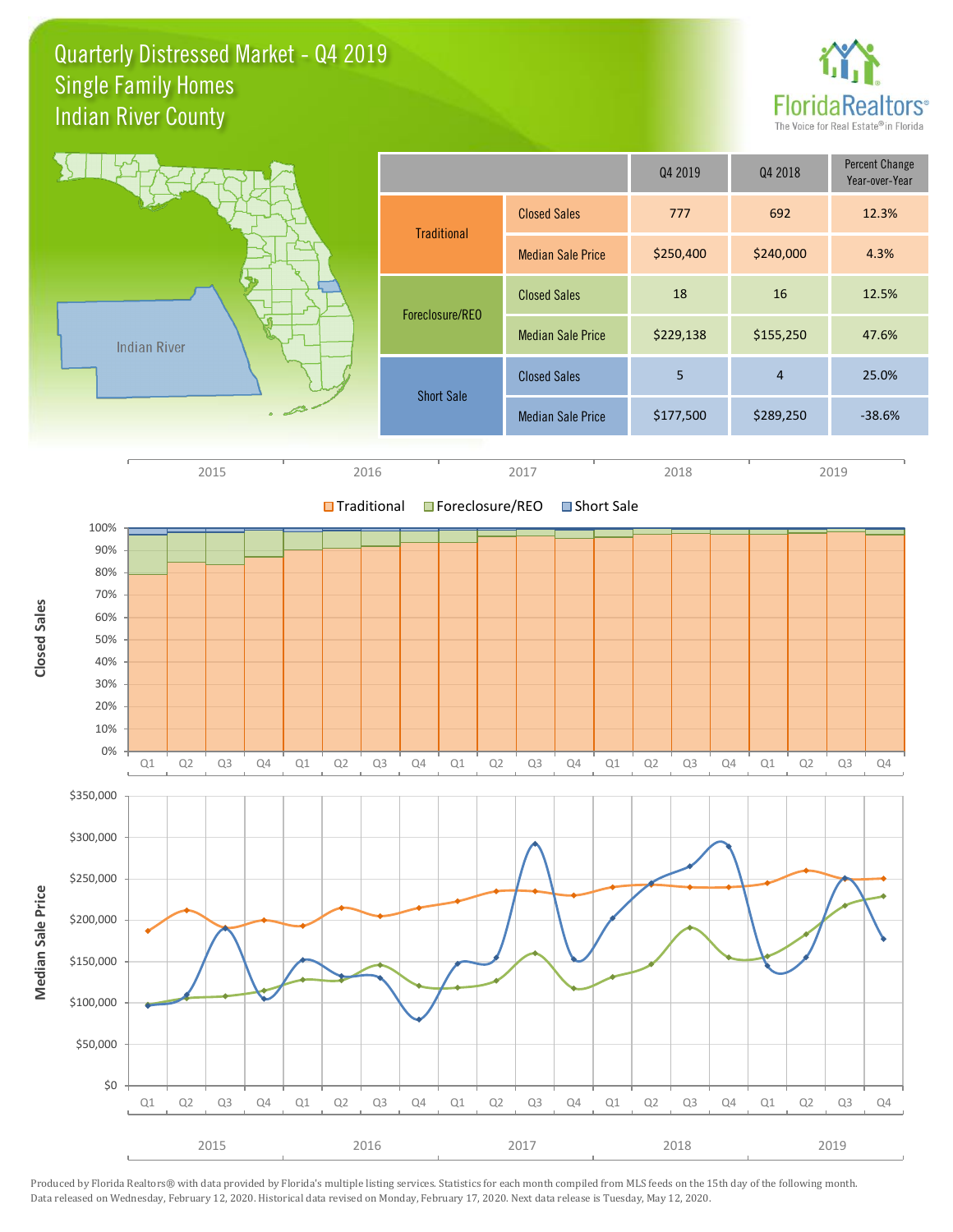# Quarterly Distressed Market - Q4 2019
## Single Family Homes
## Indian River County

FloridaRealtors®
The Voice for Real Estate® in Florida

Indian River

| | | Q4 2019 | Q4 2018 | Percent Change Year-over-Year |
|---|---|---|---|---|
| Traditional | Closed Sales | 777 | 692 | 12.3% |
| | Median Sale Price | $250,400 | $240,000 | 4.3% |
| Foreclosure/REO | Closed Sales | 18 | 16 | 12.5% |
| | Median Sale Price | $229,138 | $155,250 | 47.6% |
| Short Sale | Closed Sales | 5 | 4 | 25.0% |
| | Median Sale Price | $177,500 | $289,250 | -38.6% |

2015 2016 2017 2018 2019

Traditional   Foreclosure/REO   Short Sale

Closed Sales

100% 90% 80% 70% 60% 50% 40% 30% 20% 10% 0%

Q1 Q2 Q3 Q4 Q1 Q2 Q3 Q4 Q1 Q2 Q3 Q4 Q1 Q2 Q3 Q4 Q1 Q2 Q3 Q4

Median Sale Price

$350,000 $300,000 $250,000 $200,000 $150,000 $100,000 $50,000 $0

Q1 Q2 Q3 Q4 Q1 Q2 Q3 Q4 Q1 Q2 Q3 Q4 Q1 Q2 Q3 Q4 Q1 Q2 Q3 Q4

2015 2016 2017 2018 2019

Produced by Florida Realtors® with data provided by Florida's multiple listing services. Statistics for each month compiled from MLS feeds on the 15th day of the following month. Data released on Wednesday, February 12, 2020. Historical data revised on Monday, February 17, 2020. Next data release is Tuesday, May 12, 2020.